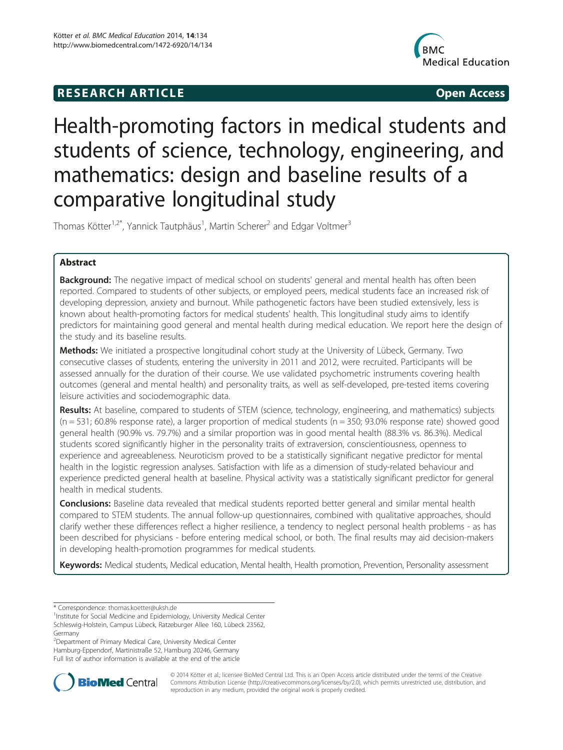RESEARCH ARTICLE Open Access

# Health-promoting factors in medical students and students of science, technology, engineering, and mathematics: design and baseline results of a comparative longitudinal study

Thomas Kötter[1,2*], Yannick Tautphäus[1], Martin Scherer[2] and Edgar Voltmer[3]

## Abstract

**Background:** The negative impact of medical school on students' general and mental health has often been reported. Compared to students of other subjects, or employed peers, medical students face an increased risk of developing depression, anxiety and burnout. While pathogenetic factors have been studied extensively, less is known about health-promoting factors for medical students' health. This longitudinal study aims to identify predictors for maintaining good general and mental health during medical education. We report here the design of the study and its baseline results.

**Methods:** We initiated a prospective longitudinal cohort study at the University of Lübeck, Germany. Two consecutive classes of students, entering the university in 2011 and 2012, were recruited. Participants will be assessed annually for the duration of their course. We use validated psychometric instruments covering health outcomes (general and mental health) and personality traits, as well as self-developed, pre-tested items covering leisure activities and sociodemographic data.

**Results:** At baseline, compared to students of STEM (science, technology, engineering, and mathematics) subjects (n = 531; 60.8% response rate), a larger proportion of medical students (n = 350; 93.0% response rate) showed good general health (90.9% vs. 79.7%) and a similar proportion was in good mental health (88.3% vs. 86.3%). Medical students scored significantly higher in the personality traits of extraversion, conscientiousness, openness to experience and agreeableness. Neuroticism proved to be a statistically significant negative predictor for mental health in the logistic regression analyses. Satisfaction with life as a dimension of study-related behaviour and experience predicted general health at baseline. Physical activity was a statistically significant predictor for general health in medical students.

**Conclusions:** Baseline data revealed that medical students reported better general and similar mental health compared to STEM students. The annual follow-up questionnaires, combined with qualitative approaches, should clarify wether these differences reflect a higher resilience, a tendency to neglect personal health problems - as has been described for physicians - before entering medical school, or both. The final results may aid decision-makers in developing health-promotion programmes for medical students.

**Keywords:** Medical students, Medical education, Mental health, Health promotion, Prevention, Personality assessment

---

\* Correspondence: thomas.koetter@uksh.de

[1]Institute for Social Medicine and Epidemiology, University Medical Center Schleswig-Holstein, Campus Lübeck, Ratzeburger Allee 160, Lübeck 23562, Germany

[2]Department of Primary Medical Care, University Medical Center Hamburg-Eppendorf, Martinistraße 52, Hamburg 20246, Germany

Full list of author information is available at the end of the article

© 2014 Kötter et al.; licensee BioMed Central Ltd. This is an Open Access article distributed under the terms of the Creative Commons Attribution License (http://creativecommons.org/licenses/by/2.0), which permits unrestricted use, distribution, and reproduction in any medium, provided the original work is properly credited.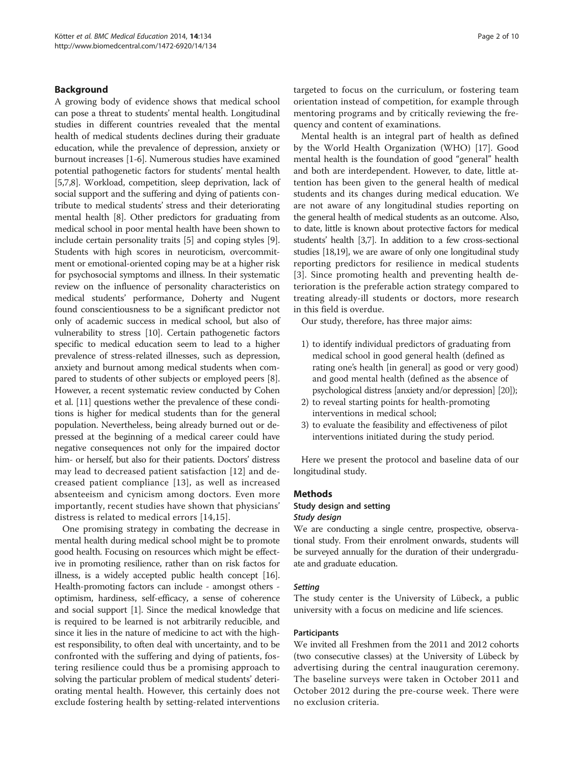## Background

A growing body of evidence shows that medical school can pose a threat to students' mental health. Longitudinal studies in different countries revealed that the mental health of medical students declines during their graduate education, while the prevalence of depression, anxiety or burnout increases [1-6]. Numerous studies have examined potential pathogenetic factors for students' mental health [5,7,8]. Workload, competition, sleep deprivation, lack of social support and the suffering and dying of patients contribute to medical students' stress and their deteriorating mental health [8]. Other predictors for graduating from medical school in poor mental health have been shown to include certain personality traits [5] and coping styles [9]. Students with high scores in neuroticism, overcommitment or emotional-oriented coping may be at a higher risk for psychosocial symptoms and illness. In their systematic review on the influence of personality characteristics on medical students' performance, Doherty and Nugent found conscientiousness to be a significant predictor not only of academic success in medical school, but also of vulnerability to stress [10]. Certain pathogenetic factors specific to medical education seem to lead to a higher prevalence of stress-related illnesses, such as depression, anxiety and burnout among medical students when compared to students of other subjects or employed peers [8]. However, a recent systematic review conducted by Cohen et al. [11] questions wether the prevalence of these conditions is higher for medical students than for the general population. Nevertheless, being already burned out or depressed at the beginning of a medical career could have negative consequences not only for the impaired doctor him- or herself, but also for their patients. Doctors' distress may lead to decreased patient satisfaction [12] and decreased patient compliance [13], as well as increased absenteeism and cynicism among doctors. Even more importantly, recent studies have shown that physicians' distress is related to medical errors [14,15].

One promising strategy in combating the decrease in mental health during medical school might be to promote good health. Focusing on resources which might be effective in promoting resilience, rather than on risk factos for illness, is a widely accepted public health concept [16]. Health-promoting factors can include - amongst others - optimism, hardiness, self-efficacy, a sense of coherence and social support [1]. Since the medical knowledge that is required to be learned is not arbitrarily reducible, and since it lies in the nature of medicine to act with the highest responsibility, to often deal with uncertainty, and to be confronted with the suffering and dying of patients, fostering resilience could thus be a promising approach to solving the particular problem of medical students' deteriorating mental health. However, this certainly does not exclude fostering health by setting-related interventions targeted to focus on the curriculum, or fostering team orientation instead of competition, for example through mentoring programs and by critically reviewing the frequency and content of examinations.

Mental health is an integral part of health as defined by the World Health Organization (WHO) [17]. Good mental health is the foundation of good "general" health and both are interdependent. However, to date, little attention has been given to the general health of medical students and its changes during medical education. We are not aware of any longitudinal studies reporting on the general health of medical students as an outcome. Also, to date, little is known about protective factors for medical students' health [3,7]. In addition to a few cross-sectional studies [18,19], we are aware of only one longitudinal study reporting predictors for resilience in medical students [3]. Since promoting health and preventing health deterioration is the preferable action strategy compared to treating already-ill students or doctors, more research in this field is overdue.

Our study, therefore, has three major aims:

1) to identify individual predictors of graduating from medical school in good general health (defined as rating one's health [in general] as good or very good) and good mental health (defined as the absence of psychological distress [anxiety and/or depression] [20]);
2) to reveal starting points for health-promoting interventions in medical school;
3) to evaluate the feasibility and effectiveness of pilot interventions initiated during the study period.

Here we present the protocol and baseline data of our longitudinal study.

## Methods

### Study design and setting

#### *Study design*

We are conducting a single centre, prospective, observational study. From their enrolment onwards, students will be surveyed annually for the duration of their undergraduate and graduate education.

#### *Setting*

The study center is the University of Lübeck, a public university with a focus on medicine and life sciences.

### Participants

We invited all Freshmen from the 2011 and 2012 cohorts (two consecutive classes) at the University of Lübeck by advertising during the central inauguration ceremony. The baseline surveys were taken in October 2011 and October 2012 during the pre-course week. There were no exclusion criteria.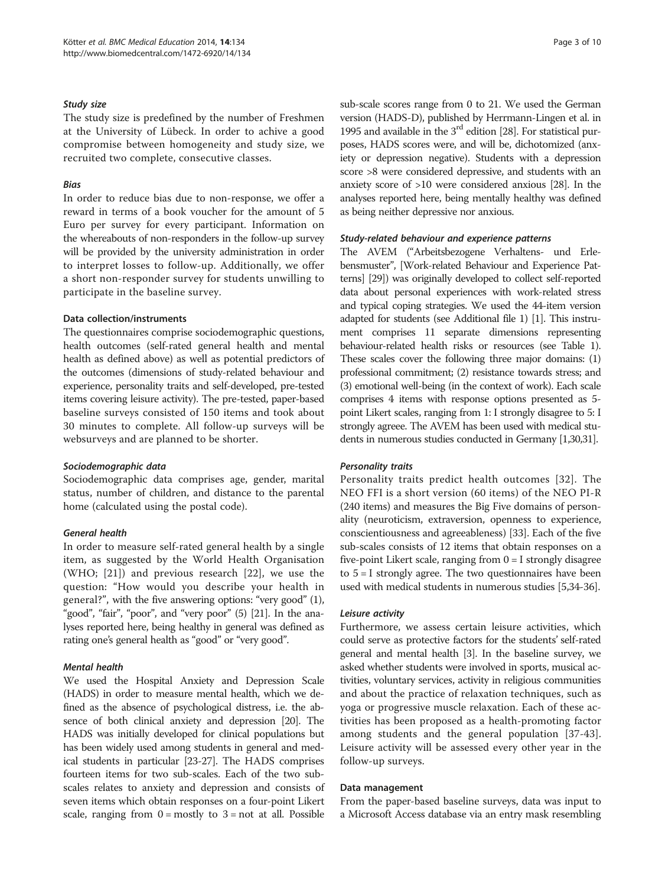### Study size

The study size is predefined by the number of Freshmen at the University of Lübeck. In order to achive a good compromise between homogeneity and study size, we recruited two complete, consecutive classes.

### Bias

In order to reduce bias due to non-response, we offer a reward in terms of a book voucher for the amount of 5 Euro per survey for every participant. Information on the whereabouts of non-responders in the follow-up survey will be provided by the university administration in order to interpret losses to follow-up. Additionally, we offer a short non-responder survey for students unwilling to participate in the baseline survey.

## Data collection/instruments

The questionnaires comprise sociodemographic questions, health outcomes (self-rated general health and mental health as defined above) as well as potential predictors of the outcomes (dimensions of study-related behaviour and experience, personality traits and self-developed, pre-tested items covering leisure activity). The pre-tested, paper-based baseline surveys consisted of 150 items and took about 30 minutes to complete. All follow-up surveys will be websurveys and are planned to be shorter.

### Sociodemographic data

Sociodemographic data comprises age, gender, marital status, number of children, and distance to the parental home (calculated using the postal code).

### General health

In order to measure self-rated general health by a single item, as suggested by the World Health Organisation (WHO; [21]) and previous research [22], we use the question: "How would you describe your health in general?", with the five answering options: "very good" (1), "good", "fair", "poor", and "very poor" (5) [21]. In the analyses reported here, being healthy in general was defined as rating one's general health as "good" or "very good".

### Mental health

We used the Hospital Anxiety and Depression Scale (HADS) in order to measure mental health, which we defined as the absence of psychological distress, i.e. the absence of both clinical anxiety and depression [20]. The HADS was initially developed for clinical populations but has been widely used among students in general and medical students in particular [23-27]. The HADS comprises fourteen items for two sub-scales. Each of the two sub-scales relates to anxiety and depression and consists of seven items which obtain responses on a four-point Likert scale, ranging from 0 = mostly to 3 = not at all. Possible sub-scale scores range from 0 to 21. We used the German version (HADS-D), published by Herrmann-Lingen et al. in 1995 and available in the 3rd edition [28]. For statistical purposes, HADS scores were, and will be, dichotomized (anxiety or depression negative). Students with a depression score >8 were considered depressive, and students with an anxiety score of >10 were considered anxious [28]. In the analyses reported here, being mentally healthy was defined as being neither depressive nor anxious.

### Study-related behaviour and experience patterns

The AVEM ("Arbeitsbezogene Verhaltens- und Erlebensmuster", [Work-related Behaviour and Experience Patterns] [29]) was originally developed to collect self-reported data about personal experiences with work-related stress and typical coping strategies. We used the 44-item version adapted for students (see Additional file 1) [1]. This instrument comprises 11 separate dimensions representing behaviour-related health risks or resources (see Table 1). These scales cover the following three major domains: (1) professional commitment; (2) resistance towards stress; and (3) emotional well-being (in the context of work). Each scale comprises 4 items with response options presented as 5-point Likert scales, ranging from 1: I strongly disagree to 5: I strongly agreee. The AVEM has been used with medical students in numerous studies conducted in Germany [1,30,31].

### Personality traits

Personality traits predict health outcomes [32]. The NEO FFI is a short version (60 items) of the NEO PI-R (240 items) and measures the Big Five domains of personality (neuroticism, extraversion, openness to experience, conscientiousness and agreeableness) [33]. Each of the five sub-scales consists of 12 items that obtain responses on a five-point Likert scale, ranging from 0 = I strongly disagree to 5 = I strongly agree. The two questionnaires have been used with medical students in numerous studies [5,34-36].

### Leisure activity

Furthermore, we assess certain leisure activities, which could serve as protective factors for the students' self-rated general and mental health [3]. In the baseline survey, we asked whether students were involved in sports, musical activities, voluntary services, activity in religious communities and about the practice of relaxation techniques, such as yoga or progressive muscle relaxation. Each of these activities has been proposed as a health-promoting factor among students and the general population [37-43]. Leisure activity will be assessed every other year in the follow-up surveys.

## Data management

From the paper-based baseline surveys, data was input to a Microsoft Access database via an entry mask resembling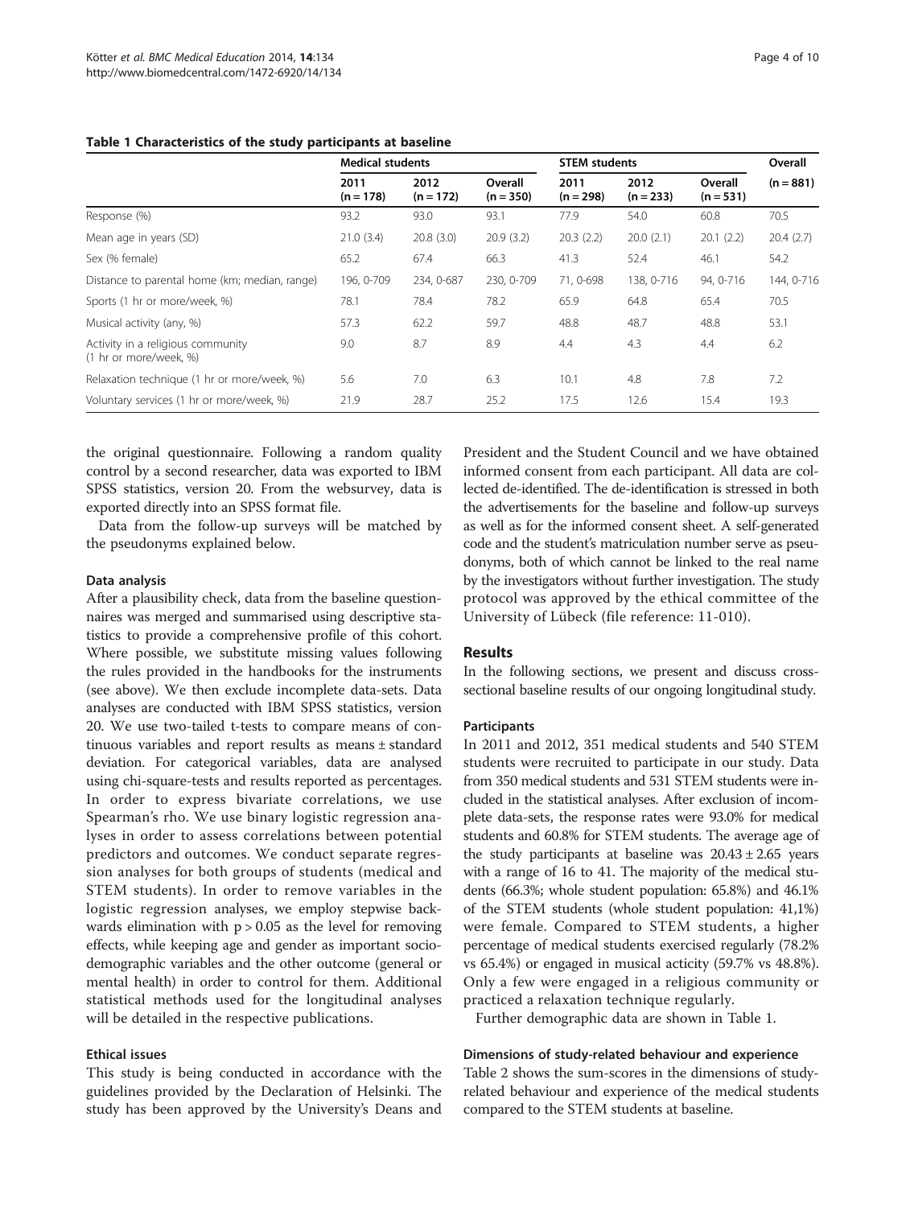**Table 1 Characteristics of the study participants at baseline**

| | Medical students | | | STEM students | | | Overall |
|---|---|---|---|---|---|---|---|
| | 2011 (n = 178) | 2012 (n = 172) | Overall (n = 350) | 2011 (n = 298) | 2012 (n = 233) | Overall (n = 531) | (n = 881) |
| Response (%) | 93.2 | 93.0 | 93.1 | 77.9 | 54.0 | 60.8 | 70.5 |
| Mean age in years (SD) | 21.0 (3.4) | 20.8 (3.0) | 20.9 (3.2) | 20.3 (2.2) | 20.0 (2.1) | 20.1 (2.2) | 20.4 (2.7) |
| Sex (% female) | 65.2 | 67.4 | 66.3 | 41.3 | 52.4 | 46.1 | 54.2 |
| Distance to parental home (km; median, range) | 196, 0-709 | 234, 0-687 | 230, 0-709 | 71, 0-698 | 138, 0-716 | 94, 0-716 | 144, 0-716 |
| Sports (1 hr or more/week, %) | 78.1 | 78.4 | 78.2 | 65.9 | 64.8 | 65.4 | 70.5 |
| Musical activity (any, %) | 57.3 | 62.2 | 59.7 | 48.8 | 48.7 | 48.8 | 53.1 |
| Activity in a religious community (1 hr or more/week, %) | 9.0 | 8.7 | 8.9 | 4.4 | 4.3 | 4.4 | 6.2 |
| Relaxation technique (1 hr or more/week, %) | 5.6 | 7.0 | 6.3 | 10.1 | 4.8 | 7.8 | 7.2 |
| Voluntary services (1 hr or more/week, %) | 21.9 | 28.7 | 25.2 | 17.5 | 12.6 | 15.4 | 19.3 |

the original questionnaire. Following a random quality control by a second researcher, data was exported to IBM SPSS statistics, version 20. From the websurvey, data is exported directly into an SPSS format file.

Data from the follow-up surveys will be matched by the pseudonyms explained below.

#### Data analysis

After a plausibility check, data from the baseline questionnaires was merged and summarised using descriptive statistics to provide a comprehensive profile of this cohort. Where possible, we substitute missing values following the rules provided in the handbooks for the instruments (see above). We then exclude incomplete data-sets. Data analyses are conducted with IBM SPSS statistics, version 20. We use two-tailed t-tests to compare means of continuous variables and report results as means ± standard deviation. For categorical variables, data are analysed using chi-square-tests and results reported as percentages. In order to express bivariate correlations, we use Spearman's rho. We use binary logistic regression analyses in order to assess correlations between potential predictors and outcomes. We conduct separate regression analyses for both groups of students (medical and STEM students). In order to remove variables in the logistic regression analyses, we employ stepwise backwards elimination with $p > 0.05$ as the level for removing effects, while keeping age and gender as important sociodemographic variables and the other outcome (general or mental health) in order to control for them. Additional statistical methods used for the longitudinal analyses will be detailed in the respective publications.

#### Ethical issues

This study is being conducted in accordance with the guidelines provided by the Declaration of Helsinki. The study has been approved by the University's Deans and President and the Student Council and we have obtained informed consent from each participant. All data are collected de-identified. The de-identification is stressed in both the advertisements for the baseline and follow-up surveys as well as for the informed consent sheet. A self-generated code and the student's matriculation number serve as pseudonyms, both of which cannot be linked to the real name by the investigators without further investigation. The study protocol was approved by the ethical committee of the University of Lübeck (file reference: 11-010).

## Results

In the following sections, we present and discuss cross-sectional baseline results of our ongoing longitudinal study.

#### Participants

In 2011 and 2012, 351 medical students and 540 STEM students were recruited to participate in our study. Data from 350 medical students and 531 STEM students were included in the statistical analyses. After exclusion of incomplete data-sets, the response rates were 93.0% for medical students and 60.8% for STEM students. The average age of the study participants at baseline was $20.43 \pm 2.65$ years with a range of 16 to 41. The majority of the medical students (66.3%; whole student population: 65.8%) and 46.1% of the STEM students (whole student population: 41,1%) were female. Compared to STEM students, a higher percentage of medical students exercised regularly (78.2% vs 65.4%) or engaged in musical acticity (59.7% vs 48.8%). Only a few were engaged in a religious community or practiced a relaxation technique regularly.

Further demographic data are shown in Table 1.

#### Dimensions of study-related behaviour and experience

Table 2 shows the sum-scores in the dimensions of study-related behaviour and experience of the medical students compared to the STEM students at baseline.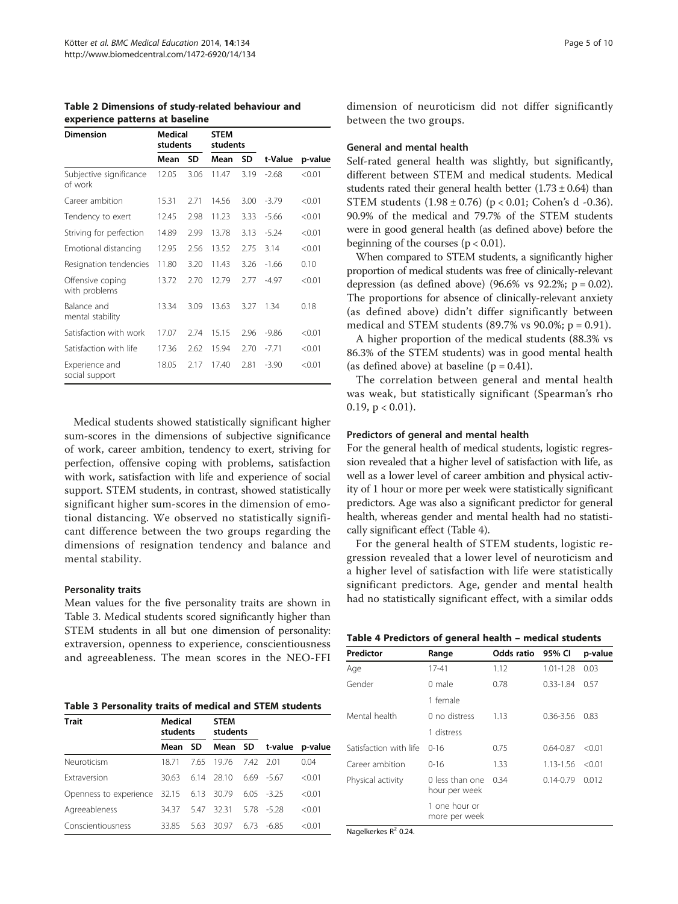**Table 2 Dimensions of study-related behaviour and experience patterns at baseline**

| Dimension | Medical students | | STEM students | | | |
|---|---|---|---|---|---|---|
| | Mean | SD | Mean | SD | t-Value | p-value |
| Subjective significance of work | 12.05 | 3.06 | 11.47 | 3.19 | -2.68 | <0.01 |
| Career ambition | 15.31 | 2.71 | 14.56 | 3.00 | -3.79 | <0.01 |
| Tendency to exert | 12.45 | 2.98 | 11.23 | 3.33 | -5.66 | <0.01 |
| Striving for perfection | 14.89 | 2.99 | 13.78 | 3.13 | -5.24 | <0.01 |
| Emotional distancing | 12.95 | 2.56 | 13.52 | 2.75 | 3.14 | <0.01 |
| Resignation tendencies | 11.80 | 3.20 | 11.43 | 3.26 | -1.66 | 0.10 |
| Offensive coping with problems | 13.72 | 2.70 | 12.79 | 2.77 | -4.97 | <0.01 |
| Balance and mental stability | 13.34 | 3.09 | 13.63 | 3.27 | 1.34 | 0.18 |
| Satisfaction with work | 17.07 | 2.74 | 15.15 | 2.96 | -9.86 | <0.01 |
| Satisfaction with life | 17.36 | 2.62 | 15.94 | 2.70 | -7.71 | <0.01 |
| Experience and social support | 18.05 | 2.17 | 17.40 | 2.81 | -3.90 | <0.01 |

Medical students showed statistically significant higher sum-scores in the dimensions of subjective significance of work, career ambition, tendency to exert, striving for perfection, offensive coping with problems, satisfaction with work, satisfaction with life and experience of social support. STEM students, in contrast, showed statistically significant higher sum-scores in the dimension of emotional distancing. We observed no statistically significant difference between the two groups regarding the dimensions of resignation tendency and balance and mental stability.

### Personality traits

Mean values for the five personality traits are shown in Table 3. Medical students scored significantly higher than STEM students in all but one dimension of personality: extraversion, openness to experience, conscientiousness and agreeableness. The mean scores in the NEO-FFI dimension of neuroticism did not differ significantly between the two groups.

**Table 3 Personality traits of medical and STEM students**

| Trait | Medical students | | STEM students | | | |
|---|---|---|---|---|---|---|
| | Mean | SD | Mean | SD | t-value | p-value |
| Neuroticism | 18.71 | 7.65 | 19.76 | 7.42 | 2.01 | 0.04 |
| Extraversion | 30.63 | 6.14 | 28.10 | 6.69 | -5.67 | <0.01 |
| Openness to experience | 32.15 | 6.13 | 30.79 | 6.05 | -3.25 | <0.01 |
| Agreeableness | 34.37 | 5.47 | 32.31 | 5.78 | -5.28 | <0.01 |
| Conscientiousness | 33.85 | 5.63 | 30.97 | 6.73 | -6.85 | <0.01 |

### General and mental health

Self-rated general health was slightly, but significantly, different between STEM and medical students. Medical students rated their general health better (1.73 ± 0.64) than STEM students (1.98 ± 0.76) ($p < 0.01$; Cohen's d -0.36). 90.9% of the medical and 79.7% of the STEM students were in good general health (as defined above) before the beginning of the courses ($p < 0.01$).

When compared to STEM students, a significantly higher proportion of medical students was free of clinically-relevant depression (as defined above) (96.6% vs 92.2%; $p = 0.02$). The proportions for absence of clinically-relevant anxiety (as defined above) didn't differ significantly between medical and STEM students (89.7% vs 90.0%; $p = 0.91$).

A higher proportion of the medical students (88.3% vs 86.3% of the STEM students) was in good mental health (as defined above) at baseline ($p = 0.41$).

The correlation between general and mental health was weak, but statistically significant (Spearman's rho 0.19, $p < 0.01$).

### Predictors of general and mental health

For the general health of medical students, logistic regression revealed that a higher level of satisfaction with life, as well as a lower level of career ambition and physical activity of 1 hour or more per week were statistically significant predictors. Age was also a significant predictor for general health, whereas gender and mental health had no statistically significant effect (Table 4).

For the general health of STEM students, logistic regression revealed that a lower level of neuroticism and a higher level of satisfaction with life were statistically significant predictors. Age, gender and mental health had no statistically significant effect, with a similar odds

**Table 4 Predictors of general health – medical students**

| Predictor | Range | Odds ratio | 95% CI | p-value |
|---|---|---|---|---|
| Age | 17-41 | 1.12 | 1.01-1.28 | 0.03 |
| Gender | 0 male | 0.78 | 0.33-1.84 | 0.57 |
| | 1 female | | | |
| Mental health | 0 no distress | 1.13 | 0.36-3.56 | 0.83 |
| | 1 distress | | | |
| Satisfaction with life | 0-16 | 0.75 | 0.64-0.87 | <0.01 |
| Career ambition | 0-16 | 1.33 | 1.13-1.56 | <0.01 |
| Physical activity | 0 less than one hour per week | 0.34 | 0.14-0.79 | 0.012 |
| | 1 one hour or more per week | | | |

Nagelkerkes $R^2$ 0.24.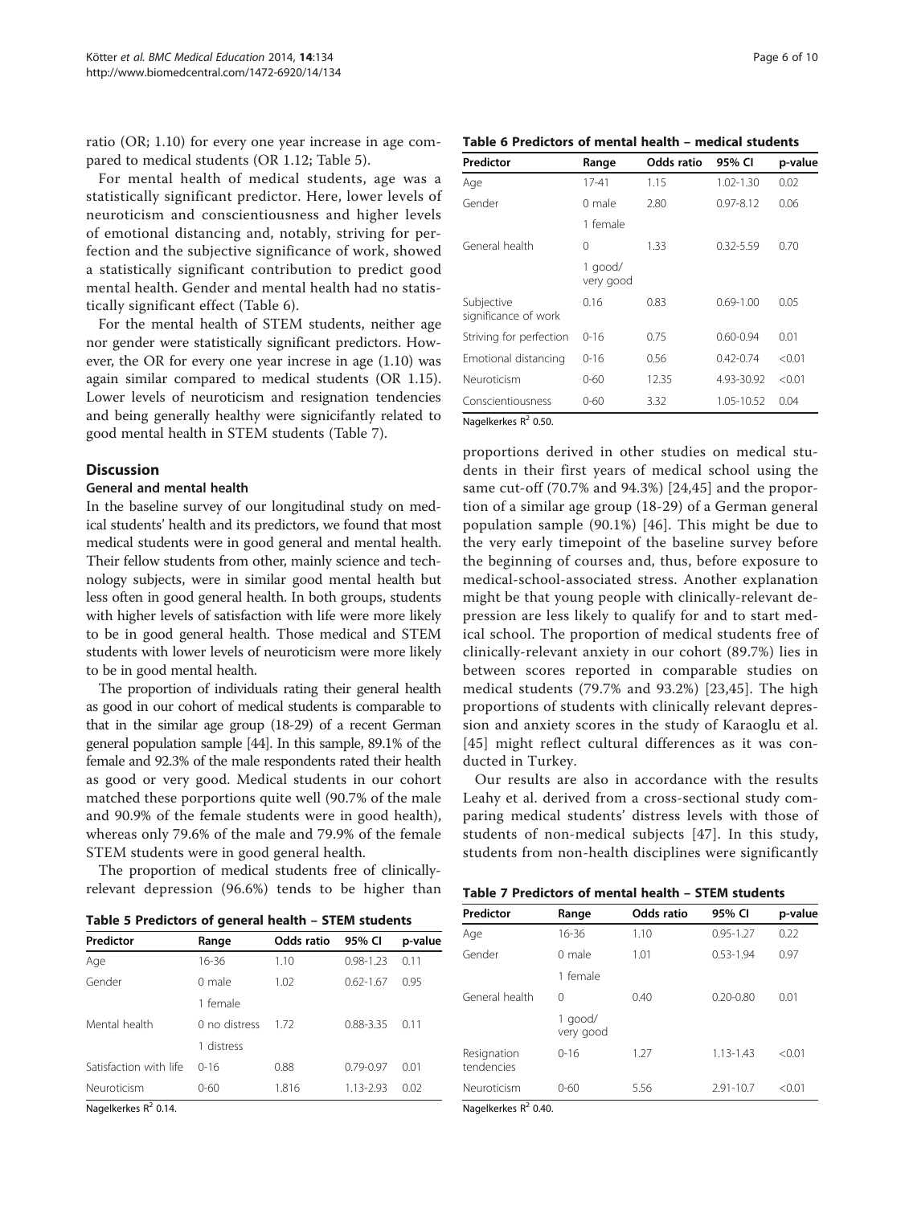ratio (OR; 1.10) for every one year increase in age compared to medical students (OR 1.12; Table 5).

For mental health of medical students, age was a statistically significant predictor. Here, lower levels of neuroticism and conscientiousness and higher levels of emotional distancing and, notably, striving for perfection and the subjective significance of work, showed a statistically significant contribution to predict good mental health. Gender and mental health had no statistically significant effect (Table 6).

For the mental health of STEM students, neither age nor gender were statistically significant predictors. However, the OR for every one year increse in age (1.10) was again similar compared to medical students (OR 1.15). Lower levels of neuroticism and resignation tendencies and being generally healthy were signicifantly related to good mental health in STEM students (Table 7).

## Discussion

### General and mental health

In the baseline survey of our longitudinal study on medical students' health and its predictors, we found that most medical students were in good general and mental health. Their fellow students from other, mainly science and technology subjects, were in similar good mental health but less often in good general health. In both groups, students with higher levels of satisfaction with life were more likely to be in good general health. Those medical and STEM students with lower levels of neuroticism were more likely to be in good mental health.

The proportion of individuals rating their general health as good in our cohort of medical students is comparable to that in the similar age group (18-29) of a recent German general population sample [44]. In this sample, 89.1% of the female and 92.3% of the male respondents rated their health as good or very good. Medical students in our cohort matched these porportions quite well (90.7% of the male and 90.9% of the female students were in good health), whereas only 79.6% of the male and 79.9% of the female STEM students were in good general health.

The proportion of medical students free of clinically-relevant depression (96.6%) tends to be higher than proportions derived in other studies on medical students in their first years of medical school using the same cut-off (70.7% and 94.3%) [24,45] and the proportion of a similar age group (18-29) of a German general population sample (90.1%) [46]. This might be due to the very early timepoint of the baseline survey before the beginning of courses and, thus, before exposure to medical-school-associated stress. Another explanation might be that young people with clinically-relevant depression are less likely to qualify for and to start medical school. The proportion of medical students free of clinically-relevant anxiety in our cohort (89.7%) lies in between scores reported in comparable studies on medical students (79.7% and 93.2%) [23,45]. The high proportions of students with clinically relevant depression and anxiety scores in the study of Karaoglu et al. [45] might reflect cultural differences as it was conducted in Turkey.

Our results are also in accordance with the results Leahy et al. derived from a cross-sectional study comparing medical students' distress levels with those of students of non-medical subjects [47]. In this study, students from non-health disciplines were significantly

**Table 5 Predictors of general health – STEM students**

| Predictor | Range | Odds ratio | 95% CI | p-value |
|---|---|---|---|---|
| Age | 16-36 | 1.10 | 0.98-1.23 | 0.11 |
| Gender | 0 male | 1.02 | 0.62-1.67 | 0.95 |
| | 1 female | | | |
| Mental health | 0 no distress | 1.72 | 0.88-3.35 | 0.11 |
| | 1 distress | | | |
| Satisfaction with life | 0-16 | 0.88 | 0.79-0.97 | 0.01 |
| Neuroticism | 0-60 | 1.816 | 1.13-2.93 | 0.02 |

Nagelkerkes $R^2$ 0.14.

**Table 6 Predictors of mental health – medical students**

| Predictor | Range | Odds ratio | 95% CI | p-value |
|---|---|---|---|---|
| Age | 17-41 | 1.15 | 1.02-1.30 | 0.02 |
| Gender | 0 male | 2.80 | 0.97-8.12 | 0.06 |
| | 1 female | | | |
| General health | 0 | 1.33 | 0.32-5.59 | 0.70 |
| | 1 good/ very good | | | |
| Subjective significance of work | 0.16 | 0.83 | 0.69-1.00 | 0.05 |
| Striving for perfection | 0-16 | 0.75 | 0.60-0.94 | 0.01 |
| Emotional distancing | 0-16 | 0.56 | 0.42-0.74 | <0.01 |
| Neuroticism | 0-60 | 12.35 | 4.93-30.92 | <0.01 |
| Conscientiousness | 0-60 | 3.32 | 1.05-10.52 | 0.04 |

Nagelkerkes $R^2$ 0.50.

**Table 7 Predictors of mental health – STEM students**

| Predictor | Range | Odds ratio | 95% CI | p-value |
|---|---|---|---|---|
| Age | 16-36 | 1.10 | 0.95-1.27 | 0.22 |
| Gender | 0 male | 1.01 | 0.53-1.94 | 0.97 |
| | 1 female | | | |
| General health | 0 | 0.40 | 0.20-0.80 | 0.01 |
| | 1 good/ very good | | | |
| Resignation tendencies | 0-16 | 1.27 | 1.13-1.43 | <0.01 |
| Neuroticism | 0-60 | 5.56 | 2.91-10.7 | <0.01 |

Nagelkerkes $R^2$ 0.40.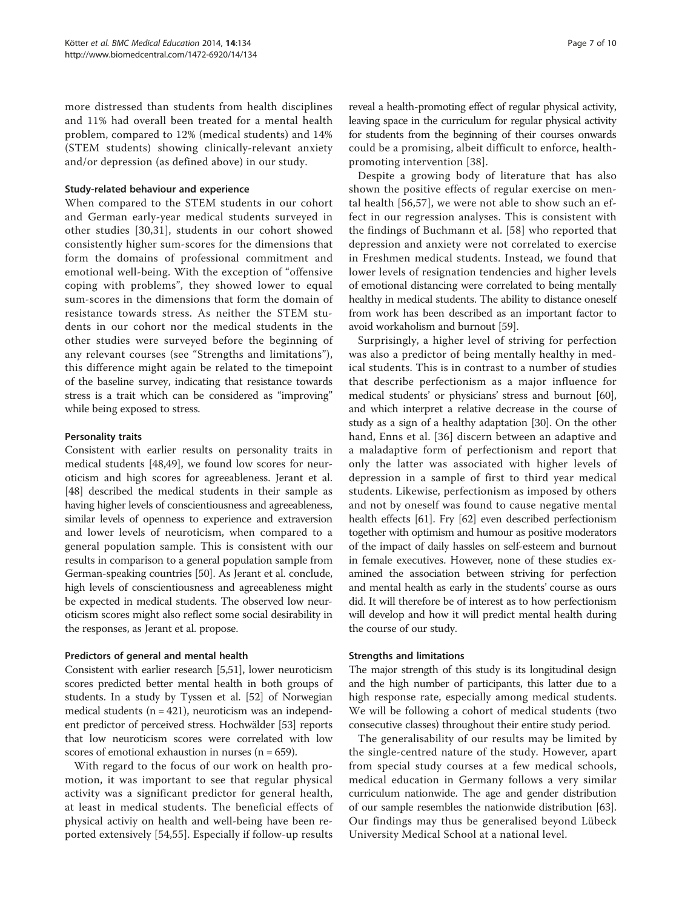more distressed than students from health disciplines and 11% had overall been treated for a mental health problem, compared to 12% (medical students) and 14% (STEM students) showing clinically-relevant anxiety and/or depression (as defined above) in our study.

#### Study-related behaviour and experience

When compared to the STEM students in our cohort and German early-year medical students surveyed in other studies [30,31], students in our cohort showed consistently higher sum-scores for the dimensions that form the domains of professional commitment and emotional well-being. With the exception of "offensive coping with problems", they showed lower to equal sum-scores in the dimensions that form the domain of resistance towards stress. As neither the STEM students in our cohort nor the medical students in the other studies were surveyed before the beginning of any relevant courses (see "Strengths and limitations"), this difference might again be related to the timepoint of the baseline survey, indicating that resistance towards stress is a trait which can be considered as "improving" while being exposed to stress.

#### Personality traits

Consistent with earlier results on personality traits in medical students [48,49], we found low scores for neuroticism and high scores for agreeableness. Jerant et al. [48] described the medical students in their sample as having higher levels of conscientiousness and agreeableness, similar levels of openness to experience and extraversion and lower levels of neuroticism, when compared to a general population sample. This is consistent with our results in comparison to a general population sample from German-speaking countries [50]. As Jerant et al. conclude, high levels of conscientiousness and agreeableness might be expected in medical students. The observed low neuroticism scores might also reflect some social desirability in the responses, as Jerant et al. propose.

#### Predictors of general and mental health

Consistent with earlier research [5,51], lower neuroticism scores predicted better mental health in both groups of students. In a study by Tyssen et al. [52] of Norwegian medical students (n = 421), neuroticism was an independent predictor of perceived stress. Hochwälder [53] reports that low neuroticism scores were correlated with low scores of emotional exhaustion in nurses (n = 659).

With regard to the focus of our work on health promotion, it was important to see that regular physical activity was a significant predictor for general health, at least in medical students. The beneficial effects of physical activiy on health and well-being have been reported extensively [54,55]. Especially if follow-up results reveal a health-promoting effect of regular physical activity, leaving space in the curriculum for regular physical activity for students from the beginning of their courses onwards could be a promising, albeit difficult to enforce, health-promoting intervention [38].

Despite a growing body of literature that has also shown the positive effects of regular exercise on mental health [56,57], we were not able to show such an effect in our regression analyses. This is consistent with the findings of Buchmann et al. [58] who reported that depression and anxiety were not correlated to exercise in Freshmen medical students. Instead, we found that lower levels of resignation tendencies and higher levels of emotional distancing were correlated to being mentally healthy in medical students. The ability to distance oneself from work has been described as an important factor to avoid workaholism and burnout [59].

Surprisingly, a higher level of striving for perfection was also a predictor of being mentally healthy in medical students. This is in contrast to a number of studies that describe perfectionism as a major influence for medical students' or physicians' stress and burnout [60], and which interpret a relative decrease in the course of study as a sign of a healthy adaptation [30]. On the other hand, Enns et al. [36] discern between an adaptive and a maladaptive form of perfectionism and report that only the latter was associated with higher levels of depression in a sample of first to third year medical students. Likewise, perfectionism as imposed by others and not by oneself was found to cause negative mental health effects [61]. Fry [62] even described perfectionism together with optimism and humour as positive moderators of the impact of daily hassles on self-esteem and burnout in female executives. However, none of these studies examined the association between striving for perfection and mental health as early in the students' course as ours did. It will therefore be of interest as to how perfectionism will develop and how it will predict mental health during the course of our study.

#### Strengths and limitations

The major strength of this study is its longitudinal design and the high number of participants, this latter due to a high response rate, especially among medical students. We will be following a cohort of medical students (two consecutive classes) throughout their entire study period.

The generalisability of our results may be limited by the single-centred nature of the study. However, apart from special study courses at a few medical schools, medical education in Germany follows a very similar curriculum nationwide. The age and gender distribution of our sample resembles the nationwide distribution [63]. Our findings may thus be generalised beyond Lübeck University Medical School at a national level.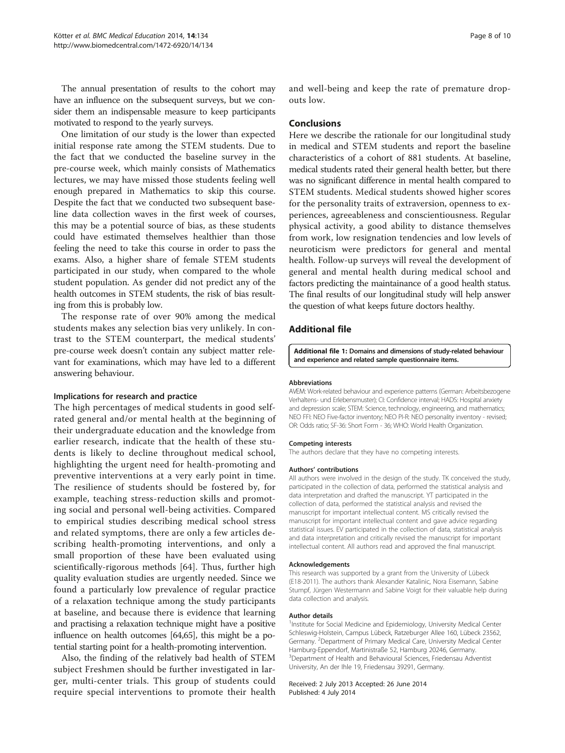The annual presentation of results to the cohort may have an influence on the subsequent surveys, but we consider them an indispensable measure to keep participants motivated to respond to the yearly surveys.

One limitation of our study is the lower than expected initial response rate among the STEM students. Due to the fact that we conducted the baseline survey in the pre-course week, which mainly consists of Mathematics lectures, we may have missed those students feeling well enough prepared in Mathematics to skip this course. Despite the fact that we conducted two subsequent baseline data collection waves in the first week of courses, this may be a potential source of bias, as these students could have estimated themselves healthier than those feeling the need to take this course in order to pass the exams. Also, a higher share of female STEM students participated in our study, when compared to the whole student population. As gender did not predict any of the health outcomes in STEM students, the risk of bias resulting from this is probably low.

The response rate of over 90% among the medical students makes any selection bias very unlikely. In contrast to the STEM counterpart, the medical students' pre-course week doesn't contain any subject matter relevant for examinations, which may have led to a different answering behaviour.

### Implications for research and practice

The high percentages of medical students in good self-rated general and/or mental health at the beginning of their undergraduate education and the knowledge from earlier research, indicate that the health of these students is likely to decline throughout medical school, highlighting the urgent need for health-promoting and preventive interventions at a very early point in time. The resilience of students should be fostered by, for example, teaching stress-reduction skills and promoting social and personal well-being activities. Compared to empirical studies describing medical school stress and related symptoms, there are only a few articles describing health-promoting interventions, and only a small proportion of these have been evaluated using scientifically-rigorous methods [64]. Thus, further high quality evaluation studies are urgently needed. Since we found a particularly low prevalence of regular practice of a relaxation technique among the study participants at baseline, and because there is evidence that learning and practising a relaxation technique might have a positive influence on health outcomes [64,65], this might be a potential starting point for a health-promoting intervention.

Also, the finding of the relatively bad health of STEM subject Freshmen should be further investigated in larger, multi-center trials. This group of students could require special interventions to promote their health and well-being and keep the rate of premature drop-outs low.

## Conclusions

Here we describe the rationale for our longitudinal study in medical and STEM students and report the baseline characteristics of a cohort of 881 students. At baseline, medical students rated their general health better, but there was no significant difference in mental health compared to STEM students. Medical students showed higher scores for the personality traits of extraversion, openness to experiences, agreeableness and conscientiousness. Regular physical activity, a good ability to distance themselves from work, low resignation tendencies and low levels of neuroticism were predictors for general and mental health. Follow-up surveys will reveal the development of general and mental health during medical school and factors predicting the maintainance of a good health status. The final results of our longitudinal study will help answer the question of what keeps future doctors healthy.

## Additional file

**Additional file 1:** Domains and dimensions of study-related behaviour and experience and related sample questionnaire items.

#### Abbreviations

AVEM: Work-related behaviour and experience patterns (German: Arbeitsbezogene Verhaltens- und Erlebensmuster); CI: Confidence interval; HADS: Hospital anxiety and depression scale; STEM: Science, technology, engineering, and mathematics; NEO FFI: NEO Five-factor inventory; NEO PI-R: NEO personality inventory - revised; OR: Odds ratio; SF-36: Short Form - 36; WHO: World Health Organization.

#### Competing interests

The authors declare that they have no competing interests.

#### Authors' contributions

All authors were involved in the design of the study. TK conceived the study, participated in the collection of data, performed the statistical analysis and data interpretation and drafted the manuscript. YT participated in the collection of data, performed the statistical analysis and revised the manuscript for important intellectual content. MS critically revised the manuscript for important intellectual content and gave advice regarding statistical issues. EV participated in the collection of data, statistical analysis and data interpretation and critically revised the manuscript for important intellectual content. All authors read and approved the final manuscript.

#### Acknowledgements

This research was supported by a grant from the University of Lübeck (E18-2011). The authors thank Alexander Katalinic, Nora Eisemann, Sabine Stumpf, Jürgen Westermann and Sabine Voigt for their valuable help during data collection and analysis.

#### Author details

[1]Institute for Social Medicine and Epidemiology, University Medical Center Schleswig-Holstein, Campus Lübeck, Ratzeburger Allee 160, Lübeck 23562, Germany. [2]Department of Primary Medical Care, University Medical Center Hamburg-Eppendorf, Martinistraße 52, Hamburg 20246, Germany. [3]Department of Health and Behavioural Sciences, Friedensau Adventist University, An der Ihle 19, Friedensau 39291, Germany.

Received: 2 July 2013 Accepted: 26 June 2014
Published: 4 July 2014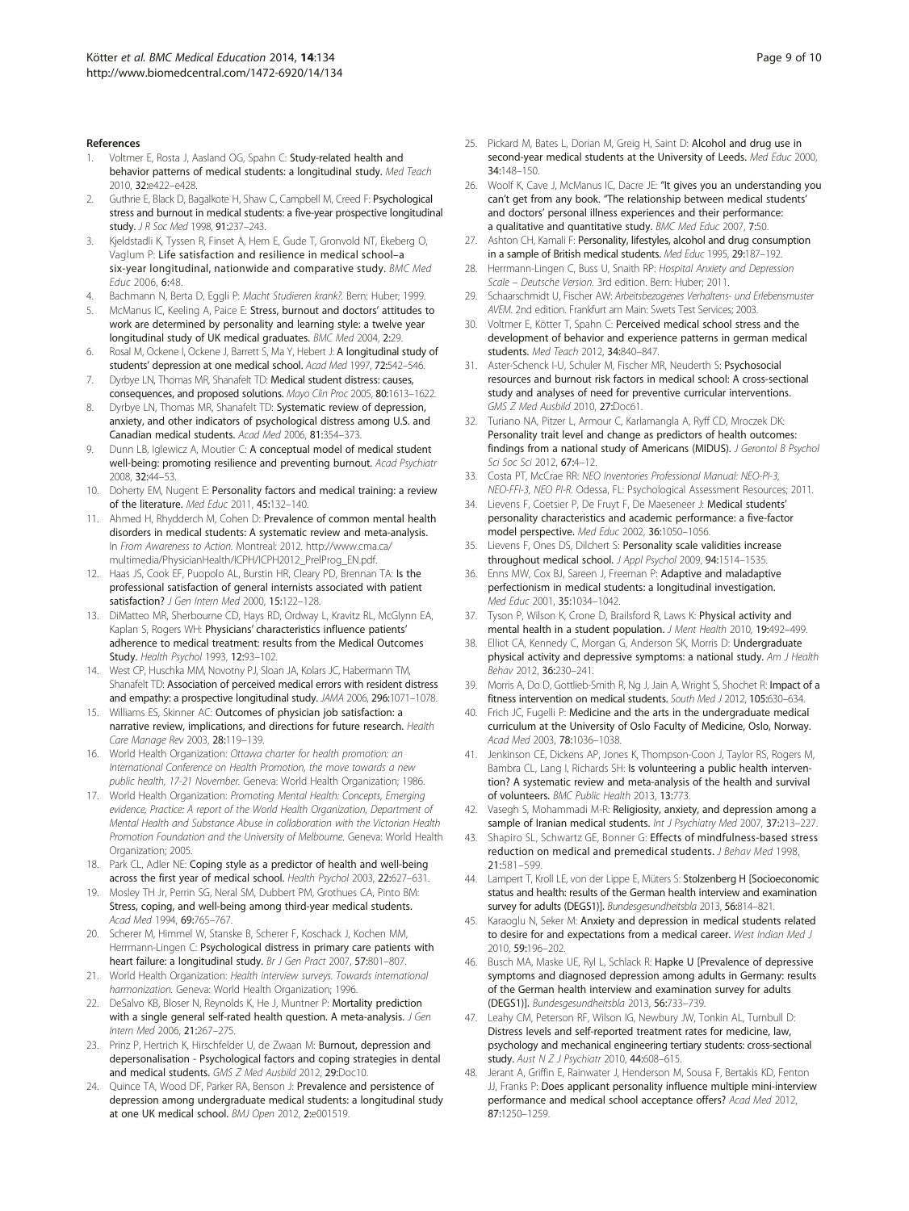## References

1. Voltmer E, Rosta J, Aasland OG, Spahn C: **Study-related health and behavior patterns of medical students: a longitudinal study.** *Med Teach* 2010, **32:**e422–e428.
2. Guthrie E, Black D, Bagalkote H, Shaw C, Campbell M, Creed F: **Psychological stress and burnout in medical students: a five-year prospective longitudinal study.** *J R Soc Med* 1998, **91:**237–243.
3. Kjeldstadli K, Tyssen R, Finset A, Hem E, Gude T, Gronvold NT, Ekeberg O, Vaglum P: **Life satisfaction and resilience in medical school–a six-year longitudinal, nationwide and comparative study.** *BMC Med Educ* 2006, **6:**48.
4. Bachmann N, Berta D, Eggli P: *Macht Studieren krank?.* Bern: Huber; 1999.
5. McManus IC, Keeling A, Paice E: **Stress, burnout and doctors' attitudes to work are determined by personality and learning style: a twelve year longitudinal study of UK medical graduates.** *BMC Med* 2004, **2:**29.
6. Rosal M, Ockene I, Ockene J, Barrett S, Ma Y, Hebert J: **A longitudinal study of students' depression at one medical school.** *Acad Med* 1997, **72:**542–546.
7. Dyrbye LN, Thomas MR, Shanafelt TD: **Medical student distress: causes, consequences, and proposed solutions.** *Mayo Clin Proc* 2005, **80:**1613–1622.
8. Dyrbye LN, Thomas MR, Shanafelt TD: **Systematic review of depression, anxiety, and other indicators of psychological distress among U.S. and Canadian medical students.** *Acad Med* 2006, **81:**354–373.
9. Dunn LB, Iglewicz A, Moutier C: **A conceptual model of medical student well-being: promoting resilience and preventing burnout.** *Acad Psychiatr* 2008, **32:**44–53.
10. Doherty EM, Nugent E: **Personality factors and medical training: a review of the literature.** *Med Educ* 2011, **45:**132–140.
11. Ahmed H, Rhydderch M, Cohen D: **Prevalence of common mental health disorders in medical students: A systematic review and meta-analysis.** In *From Awareness to Action.* Montreal: 2012. http://www.cma.ca/multimedia/PhysicianHealth/ICPH/ICPH2012_PrelProg_EN.pdf.
12. Haas JS, Cook EF, Puopolo AL, Burstin HR, Cleary PD, Brennan TA: **Is the professional satisfaction of general internists associated with patient satisfaction?** *J Gen Intern Med* 2000, **15:**122–128.
13. DiMatteo MR, Sherbourne CD, Hays RD, Ordway L, Kravitz RL, McGlynn EA, Kaplan S, Rogers WH: **Physicians' characteristics influence patients' adherence to medical treatment: results from the Medical Outcomes Study.** *Health Psychol* 1993, **12:**93–102.
14. West CP, Huschka MM, Novotny PJ, Sloan JA, Kolars JC, Habermann TM, Shanafelt TD: **Association of perceived medical errors with resident distress and empathy: a prospective longitudinal study.** *JAMA* 2006, **296:**1071–1078.
15. Williams ES, Skinner AC: **Outcomes of physician job satisfaction: a narrative review, implications, and directions for future research.** *Health Care Manage Rev* 2003, **28:**119–139.
16. World Health Organization: *Ottawa charter for health promotion: an International Conference on Health Promotion, the move towards a new public health, 17-21 November.* Geneva: World Health Organization; 1986.
17. World Health Organization: *Promoting Mental Health: Concepts, Emerging evidence, Practice: A report of the World Health Organization, Department of Mental Health and Substance Abuse in collaboration with the Victorian Health Promotion Foundation and the University of Melbourne.* Geneva: World Health Organization; 2005.
18. Park CL, Adler NE: **Coping style as a predictor of health and well-being across the first year of medical school.** *Health Psychol* 2003, **22:**627–631.
19. Mosley TH Jr, Perrin SG, Neral SM, Dubbert PM, Grothues CA, Pinto BM: **Stress, coping, and well-being among third-year medical students.** *Acad Med* 1994, **69:**765–767.
20. Scherer M, Himmel W, Stanske B, Scherer F, Koschack J, Kochen MM, Herrmann-Lingen C: **Psychological distress in primary care patients with heart failure: a longitudinal study.** *Br J Gen Pract* 2007, **57:**801–807.
21. World Health Organization: *Health interview surveys. Towards international harmonization.* Geneva: World Health Organization; 1996.
22. DeSalvo KB, Bloser N, Reynolds K, He J, Muntner P: **Mortality prediction with a single general self-rated health question. A meta-analysis.** *J Gen Intern Med* 2006, **21:**267–275.
23. Prinz P, Hertrich K, Hirschfelder U, de Zwaan M: **Burnout, depression and depersonalisation - Psychological factors and coping strategies in dental and medical students.** *GMS Z Med Ausbild* 2012, **29:**Doc10.
24. Quince TA, Wood DF, Parker RA, Benson J: **Prevalence and persistence of depression among undergraduate medical students: a longitudinal study at one UK medical school.** *BMJ Open* 2012, **2:**e001519.
25. Pickard M, Bates L, Dorian M, Greig H, Saint D: **Alcohol and drug use in second-year medical students at the University of Leeds.** *Med Educ* 2000, **34:**148–150.
26. Woolf K, Cave J, McManus IC, Dacre JE: **"It gives you an understanding you can't get from any book. "The relationship between medical students' and doctors' personal illness experiences and their performance: a qualitative and quantitative study.** *BMC Med Educ* 2007, **7:**50.
27. Ashton CH, Kamali F: **Personality, lifestyles, alcohol and drug consumption in a sample of British medical students.** *Med Educ* 1995, **29:**187–192.
28. Herrmann-Lingen C, Buss U, Snaith RP: *Hospital Anxiety and Depression Scale – Deutsche Version.* 3rd edition. Bern: Huber; 2011.
29. Schaarschmidt U, Fischer AW: *Arbeitsbezogenes Verhaltens- und Erlebensmuster AVEM.* 2nd edition. Frankfurt am Main: Swets Test Services; 2003.
30. Voltmer E, Kötter T, Spahn C: **Perceived medical school stress and the development of behavior and experience patterns in german medical students.** *Med Teach* 2012, **34:**840–847.
31. Aster-Schenck I-U, Schuler M, Fischer MR, Neuderth S: **Psychosocial resources and burnout risk factors in medical school: A cross-sectional study and analyses of need for preventive curricular interventions.** *GMS Z Med Ausbild* 2010, **27:**Doc61.
32. Turiano NA, Pitzer L, Armour C, Karlamangla A, Ryff CD, Mroczek DK: **Personality trait level and change as predictors of health outcomes: findings from a national study of Americans (MIDUS).** *J Gerontol B Psychol Sci Soc Sci* 2012, **67:**4–12.
33. Costa PT, McCrae RR: *NEO Inventories Professional Manual: NEO-PI-3, NEO-FFI-3, NEO PI-R.* Odessa, FL: Psychological Assessment Resources; 2011.
34. Lievens F, Coetsier P, De Fruyt F, De Maeseneer J: **Medical students' personality characteristics and academic performance: a five-factor model perspective.** *Med Educ* 2002, **36:**1050–1056.
35. Lievens F, Ones DS, Dilchert S: **Personality scale validities increase throughout medical school.** *J Appl Psychol* 2009, **94:**1514–1535.
36. Enns MW, Cox BJ, Sareen J, Freeman P: **Adaptive and maladaptive perfectionism in medical students: a longitudinal investigation.** *Med Educ* 2001, **35:**1034–1042.
37. Tyson P, Wilson K, Crone D, Brailsford R, Laws K: **Physical activity and mental health in a student population.** *J Ment Health* 2010, **19:**492–499.
38. Elliot CA, Kennedy C, Morgan G, Anderson SK, Morris D: **Undergraduate physical activity and depressive symptoms: a national study.** *Am J Health Behav* 2012, **36:**230–241.
39. Morris A, Do D, Gottlieb-Smith R, Ng J, Jain A, Wright S, Shochet R: **Impact of a fitness intervention on medical students.** *South Med J* 2012, **105:**630–634.
40. Frich JC, Fugelli P: **Medicine and the arts in the undergraduate medical curriculum at the University of Oslo Faculty of Medicine, Oslo, Norway.** *Acad Med* 2003, **78:**1036–1038.
41. Jenkinson CE, Dickens AP, Jones K, Thompson-Coon J, Taylor RS, Rogers M, Bambra CL, Lang I, Richards SH: **Is volunteering a public health intervention? A systematic review and meta-analysis of the health and survival of volunteers.** *BMC Public Health* 2013, **13:**773.
42. Vasegh S, Mohammadi M-R: **Religiosity, anxiety, and depression among a sample of Iranian medical students.** *Int J Psychiatry Med* 2007, **37:**213–227.
43. Shapiro SL, Schwartz GE, Bonner G: **Effects of mindfulness-based stress reduction on medical and premedical students.** *J Behav Med* 1998, **21:**581–599.
44. Lampert T, Kroll LE, von der Lippe E, Müters S: **Stolzenberg H [Socioeconomic status and health: results of the German health interview and examination survey for adults (DEGS1)].** *Bundesgesundheitsbla* 2013, **56:**814–821.
45. Karaoglu N, Seker M: **Anxiety and depression in medical students related to desire for and expectations from a medical career.** *West Indian Med J* 2010, **59:**196–202.
46. Busch MA, Maske UE, Ryl L, Schlack R: **Hapke U [Prevalence of depressive symptoms and diagnosed depression among adults in Germany: results of the German health interview and examination survey for adults (DEGS1)].** *Bundesgesundheitsbla* 2013, **56:**733–739.
47. Leahy CM, Peterson RF, Wilson IG, Newbury JW, Tonkin AL, Turnbull D: **Distress levels and self-reported treatment rates for medicine, law, psychology and mechanical engineering tertiary students: cross-sectional study.** *Aust N Z J Psychiatr* 2010, **44:**608–615.
48. Jerant A, Griffin E, Rainwater J, Henderson M, Sousa F, Bertakis KD, Fenton JJ, Franks P: **Does applicant personality influence multiple mini-interview performance and medical school acceptance offers?** *Acad Med* 2012, **87:**1250–1259.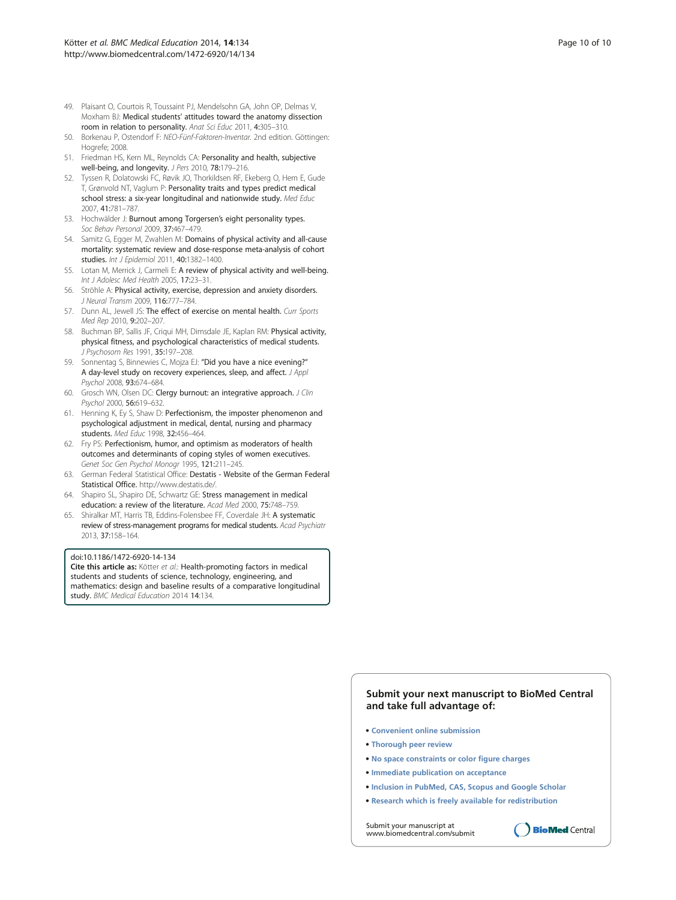49. Plaisant O, Courtois R, Toussaint PJ, Mendelsohn GA, John OP, Delmas V, Moxham BJ: **Medical students' attitudes toward the anatomy dissection room in relation to personality.** *Anat Sci Educ* 2011, **4:**305–310.
50. Borkenau P, Ostendorf F: *NEO-Fünf-Faktoren-Inventar.* 2nd edition. Göttingen: Hogrefe; 2008.
51. Friedman HS, Kern ML, Reynolds CA: **Personality and health, subjective well-being, and longevity.** *J Pers* 2010, **78:**179–216.
52. Tyssen R, Dolatowski FC, Røvik JO, Thorkildsen RF, Ekeberg O, Hem E, Gude T, Grønvold NT, Vaglum P: **Personality traits and types predict medical school stress: a six-year longitudinal and nationwide study.** *Med Educ* 2007, **41:**781–787.
53. Hochwälder J: **Burnout among Torgersen's eight personality types.** *Soc Behav Personal* 2009, **37:**467–479.
54. Samitz G, Egger M, Zwahlen M: **Domains of physical activity and all-cause mortality: systematic review and dose-response meta-analysis of cohort studies.** *Int J Epidemiol* 2011, **40:**1382–1400.
55. Lotan M, Merrick J, Carmeli E: **A review of physical activity and well-being.** *Int J Adolesc Med Health* 2005, **17:**23–31.
56. Ströhle A: **Physical activity, exercise, depression and anxiety disorders.** *J Neural Transm* 2009, **116:**777–784.
57. Dunn AL, Jewell JS: **The effect of exercise on mental health.** *Curr Sports Med Rep* 2010, **9:**202–207.
58. Buchman BP, Sallis JF, Criqui MH, Dimsdale JE, Kaplan RM: **Physical activity, physical fitness, and psychological characteristics of medical students.** *J Psychosom Res* 1991, **35:**197–208.
59. Sonnentag S, Binnewies C, Mojza EJ: **"Did you have a nice evening?" A day-level study on recovery experiences, sleep, and affect.** *J Appl Psychol* 2008, **93:**674–684.
60. Grosch WN, Olsen DC: **Clergy burnout: an integrative approach.** *J Clin Psychol* 2000, **56:**619–632.
61. Henning K, Ey S, Shaw D: **Perfectionism, the imposter phenomenon and psychological adjustment in medical, dental, nursing and pharmacy students.** *Med Educ* 1998, **32:**456–464.
62. Fry PS: **Perfectionism, humor, and optimism as moderators of health outcomes and determinants of coping styles of women executives.** *Genet Soc Gen Psychol Monogr* 1995, **121:**211–245.
63. German Federal Statistical Office: **Destatis - Website of the German Federal Statistical Office.** http://www.destatis.de/.
64. Shapiro SL, Shapiro DE, Schwartz GE: **Stress management in medical education: a review of the literature.** *Acad Med* 2000, **75:**748–759.
65. Shiralkar MT, Harris TB, Eddins-Folensbee FF, Coverdale JH: **A systematic review of stress-management programs for medical students.** *Acad Psychiatr* 2013, **37:**158–164.

doi:10.1186/1472-6920-14-134
**Cite this article as:** Kötter *et al.*: Health-promoting factors in medical students and students of science, technology, engineering, and mathematics: design and baseline results of a comparative longitudinal study. *BMC Medical Education* 2014 **14**:134.

**Submit your next manuscript to BioMed Central and take full advantage of:**

- **Convenient online submission**
- **Thorough peer review**
- **No space constraints or color figure charges**
- **Immediate publication on acceptance**
- **Inclusion in PubMed, CAS, Scopus and Google Scholar**
- **Research which is freely available for redistribution**

Submit your manuscript at
www.biomedcentral.com/submit